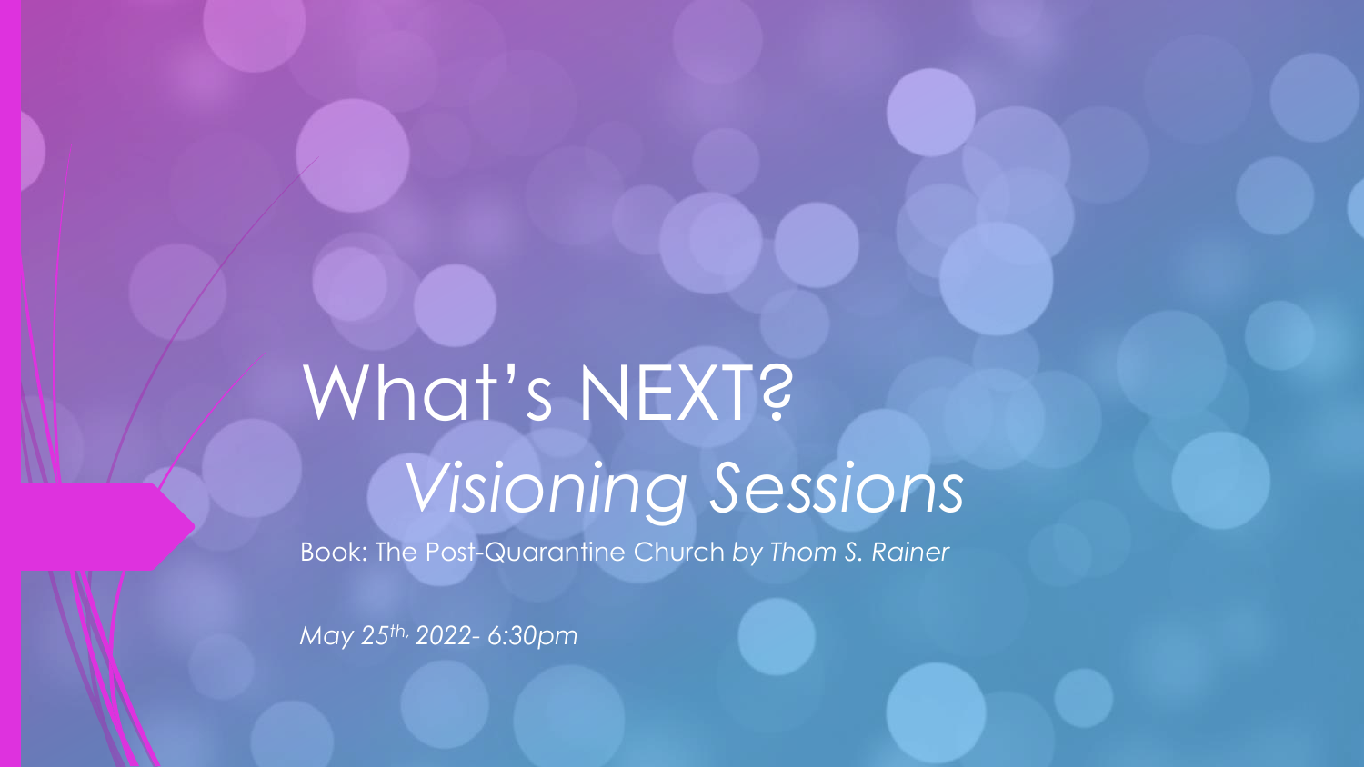# What's NEXT?

## *Visioning Sessions*

Book: The Post-Quarantine Church *by Thom S. Rainer*

*May 25th, 2022- 6:30pm*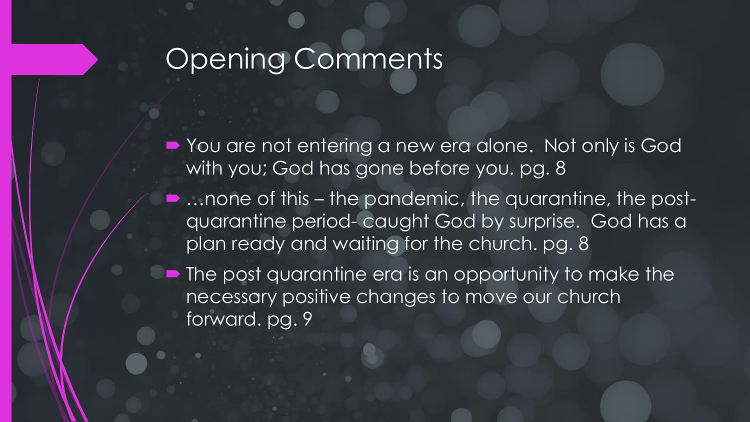# Opening Comments

- You are not entering a new era alone. Not only is God with you; God has gone before you. pg. 8
- …none of this – the pandemic, the quarantine, the post-quarantine period- caught God by surprise. God has a plan ready and waiting for the church. pg. 8
- The post quarantine era is an opportunity to make the necessary positive changes to move our church forward. pg. 9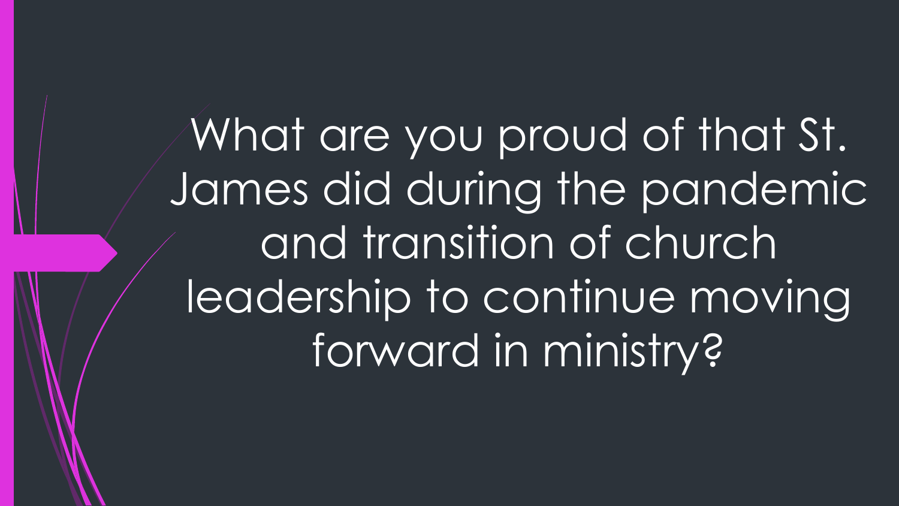What are you proud of that St. James did during the pandemic and transition of church leadership to continue moving forward in ministry?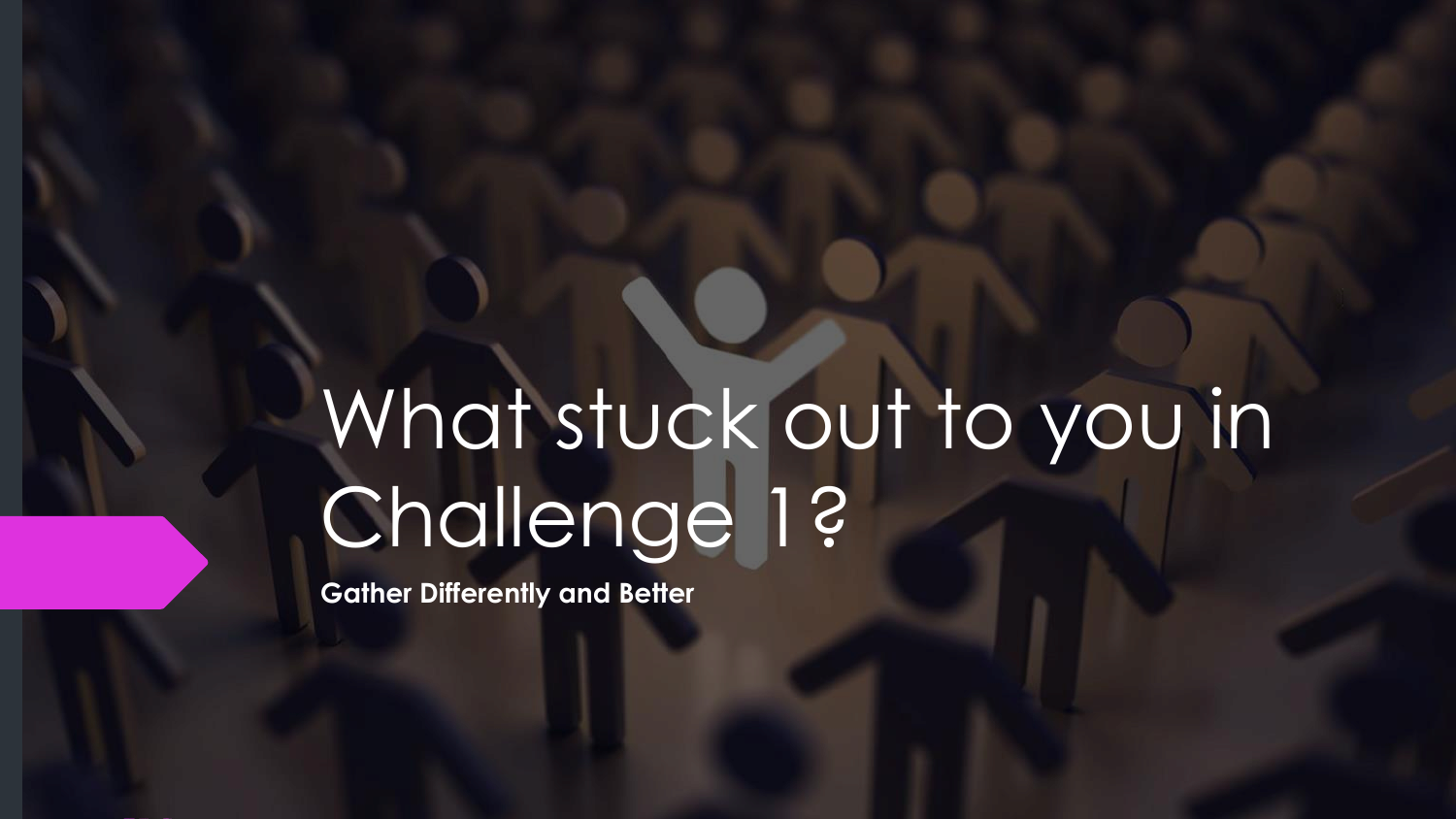# What stuck out to you in Challenge 1?

**Gather Differently and Better**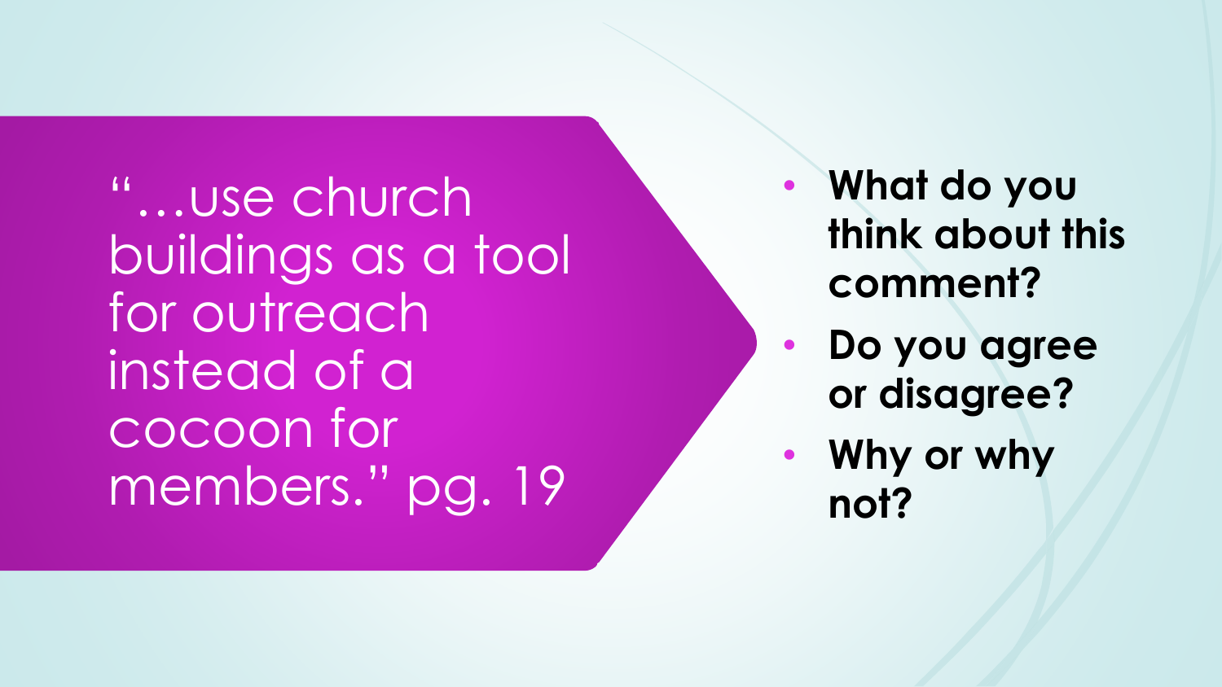"…use church buildings as a tool for outreach instead of a cocoon for members." pg. 19

- **What do you think about this comment?**
- **Do you agree or disagree?**
- **Why or why not?**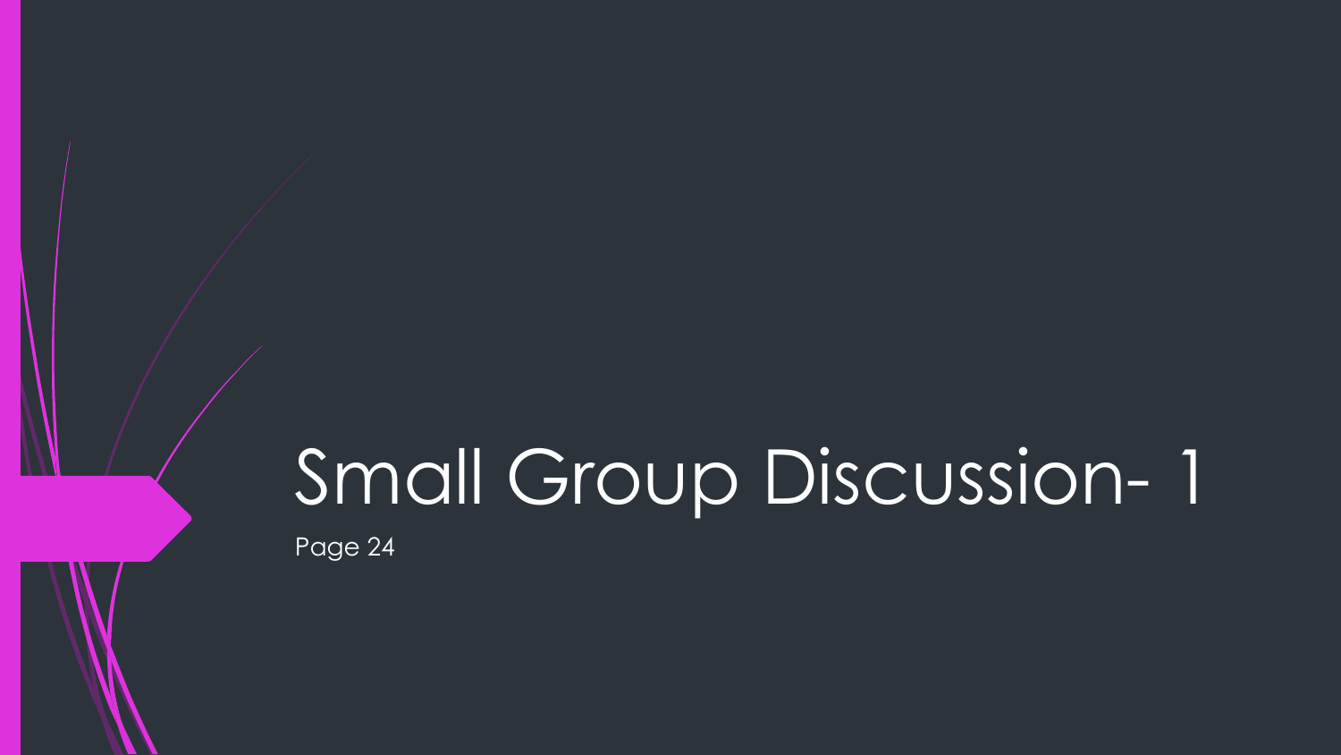# Small Group Discussion- 1

Page 24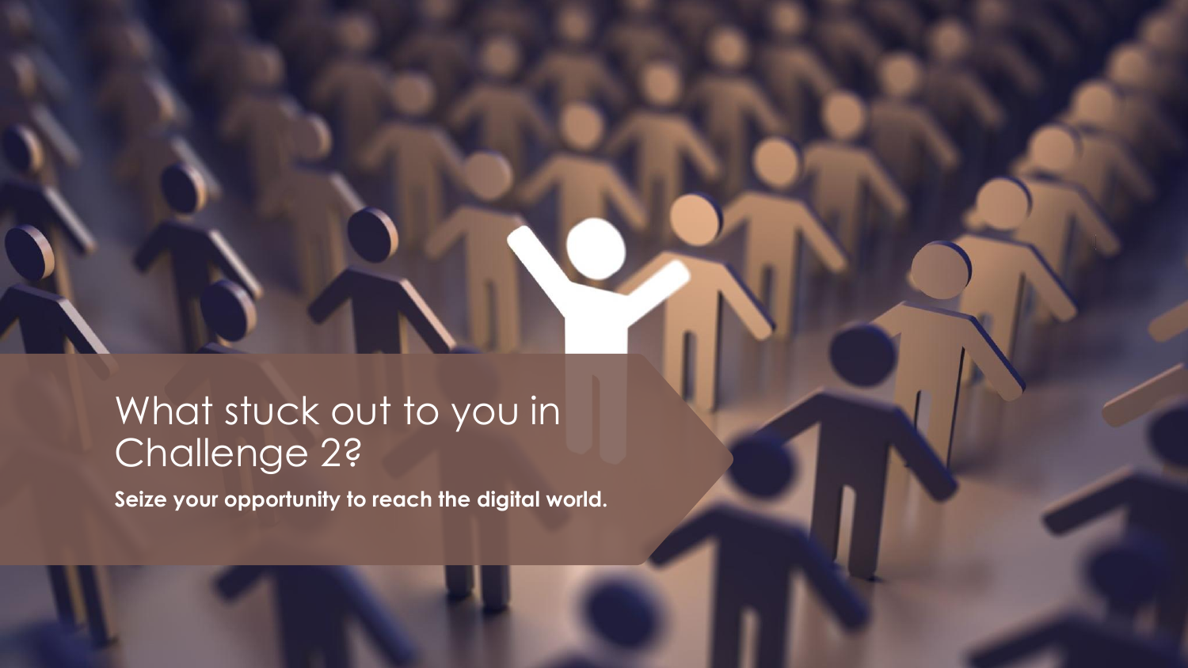# What stuck out to you in Challenge 2?

**Seize your opportunity to reach the digital world.**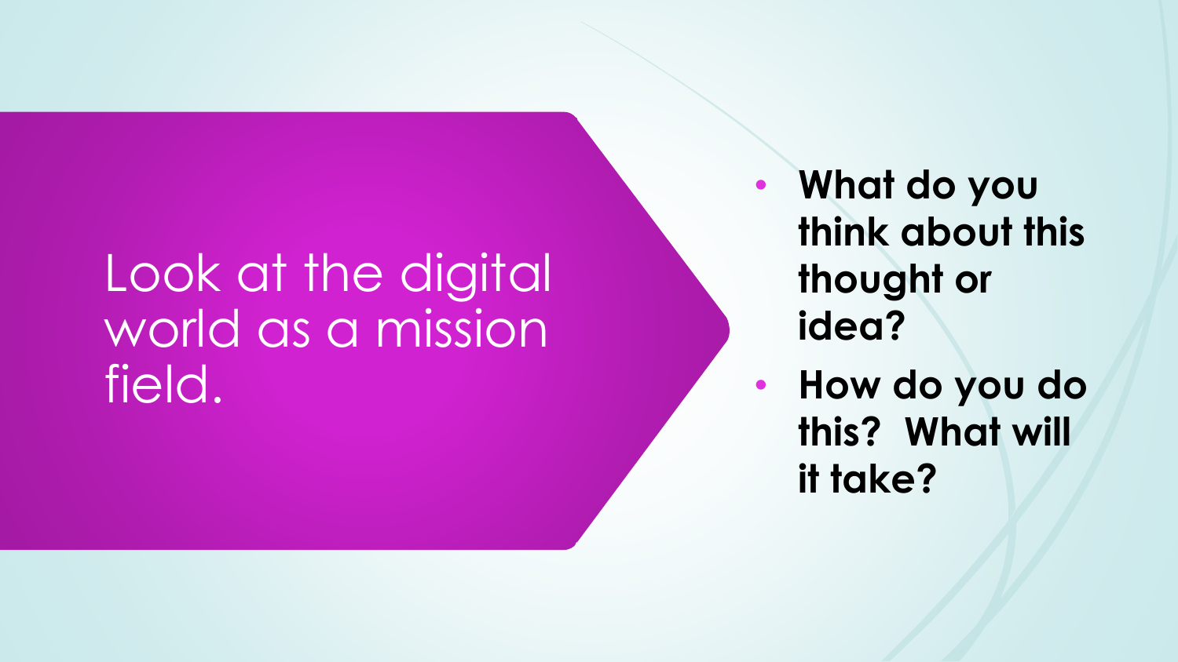# Look at the digital world as a mission field.

- **What do you think about this thought or idea?**
- **How do you do this? What will it take?**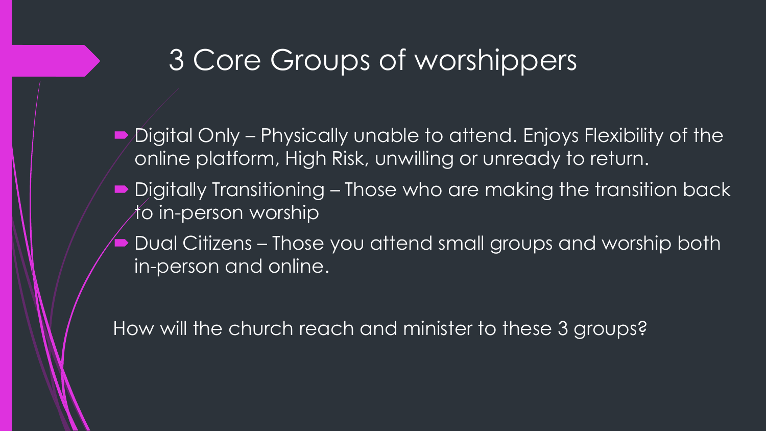# 3 Core Groups of worshippers

- Digital Only – Physically unable to attend. Enjoys Flexibility of the online platform, High Risk, unwilling or unready to return.
- Digitally Transitioning – Those who are making the transition back to in-person worship
- Dual Citizens – Those you attend small groups and worship both in-person and online.

How will the church reach and minister to these 3 groups?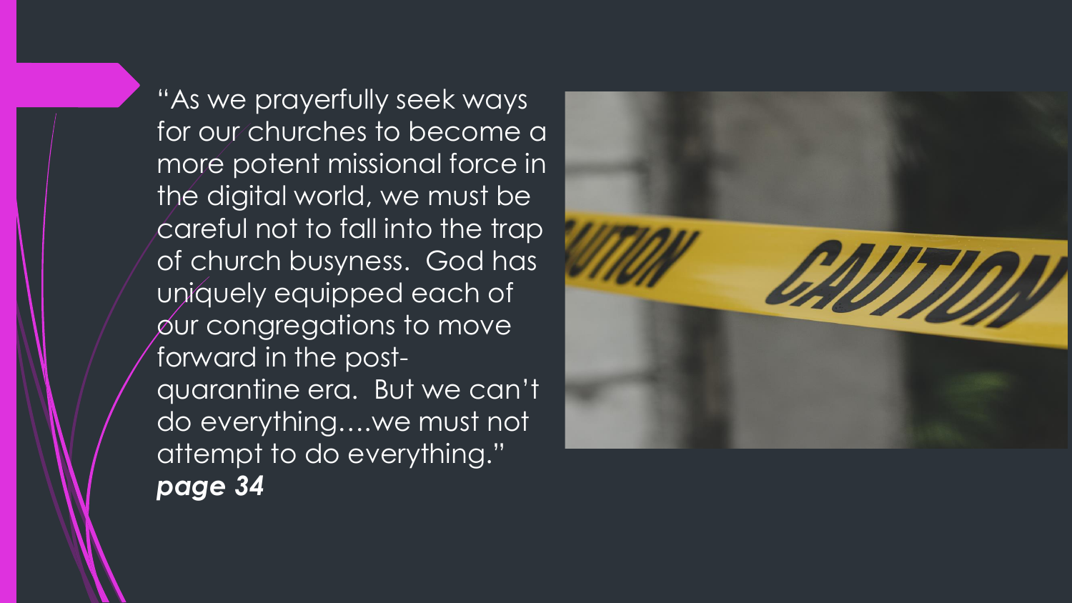"As we prayerfully seek ways for our churches to become a more potent missional force in the digital world, we must be careful not to fall into the trap of church busyness. God has uniquely equipped each of our congregations to move forward in the post-quarantine era. But we can't do everything….we must not attempt to do everything."
***page 34***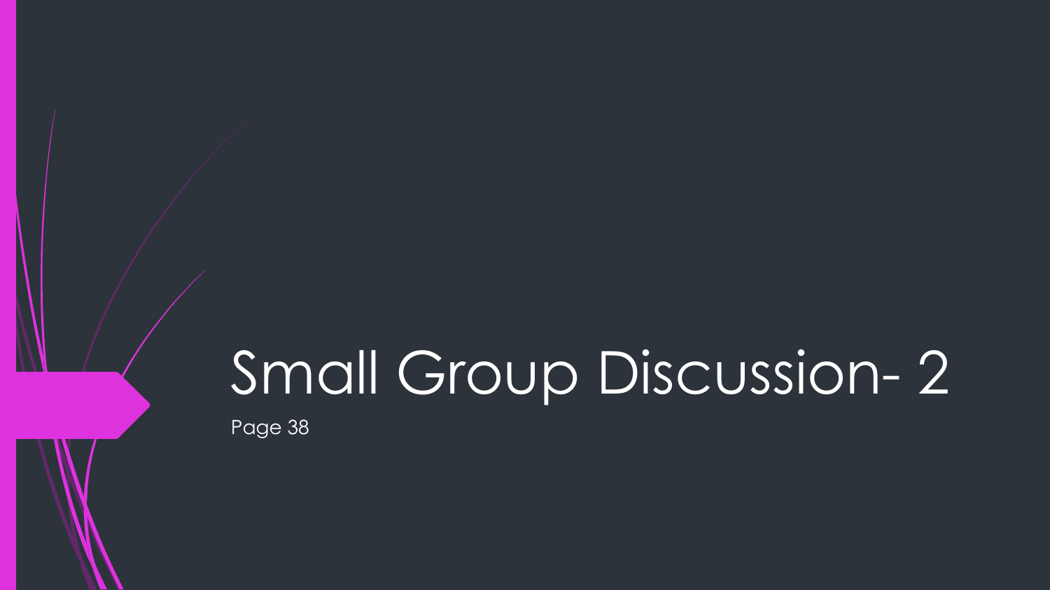# Small Group Discussion- 2

Page 38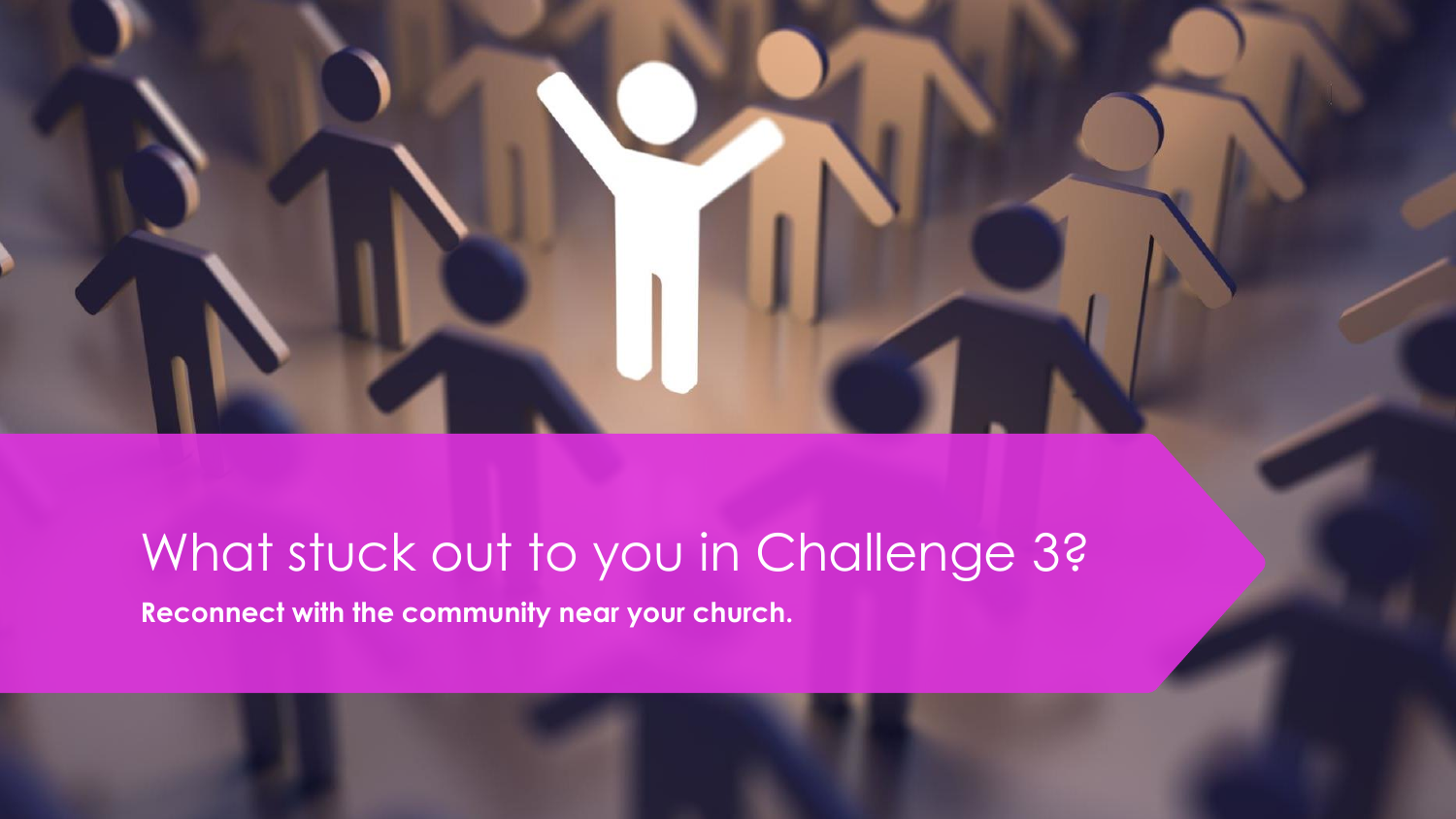# What stuck out to you in Challenge 3?

**Reconnect with the community near your church.**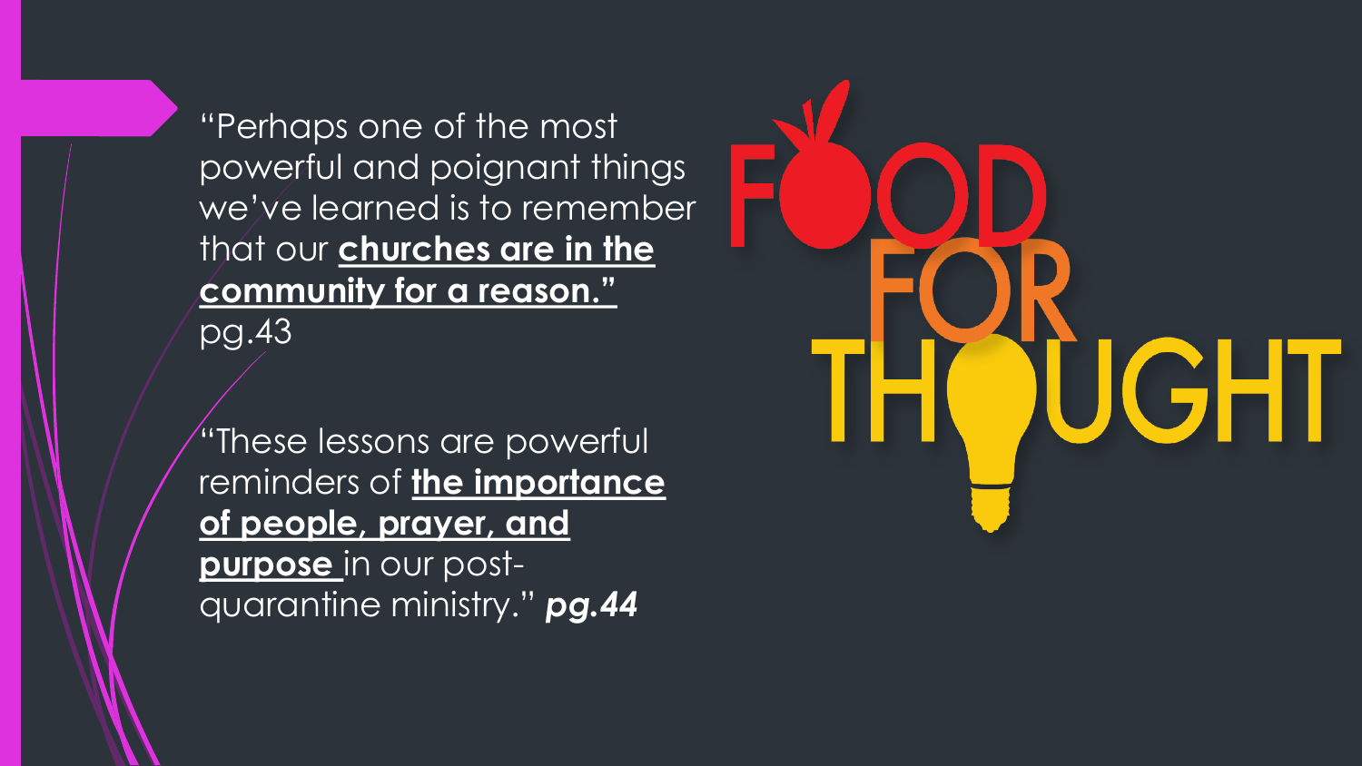"Perhaps one of the most powerful and poignant things we've learned is to remember that our **churches are in the community for a reason."** pg.43

"These lessons are powerful reminders of **the importance of people, prayer, and purpose** in our post-quarantine ministry." ***pg.44***

# FOOD FOR THOUGHT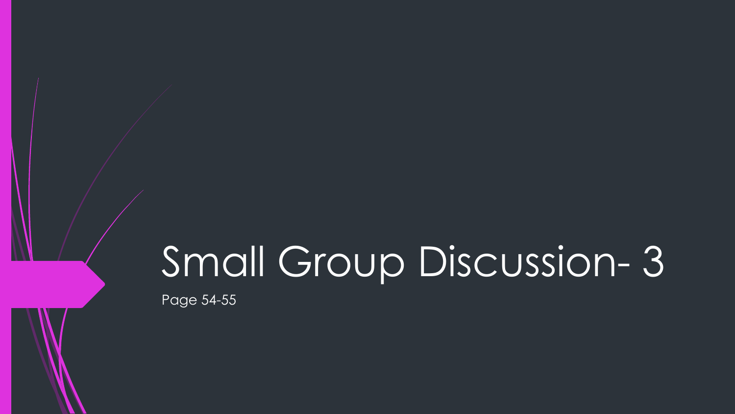# Small Group Discussion- 3

Page 54-55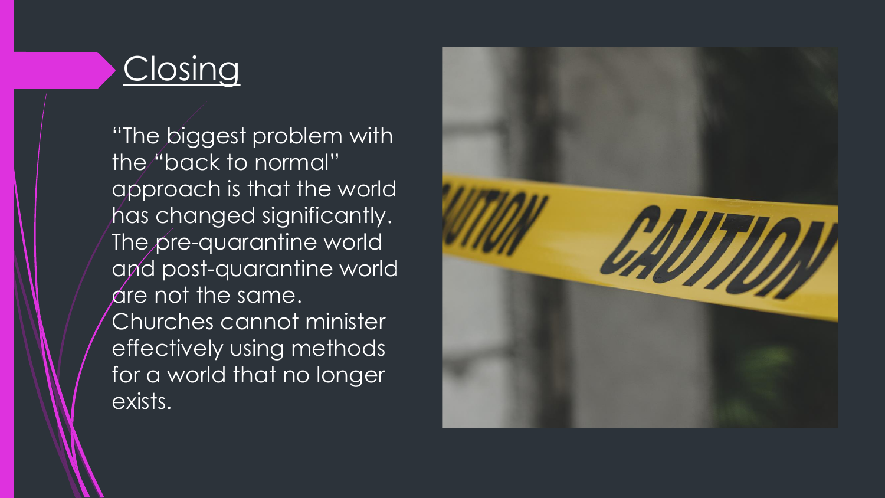## Closing

"The biggest problem with the "back to normal" approach is that the world has changed significantly. The pre-quarantine world and post-quarantine world are not the same. Churches cannot minister effectively using methods for a world that no longer exists.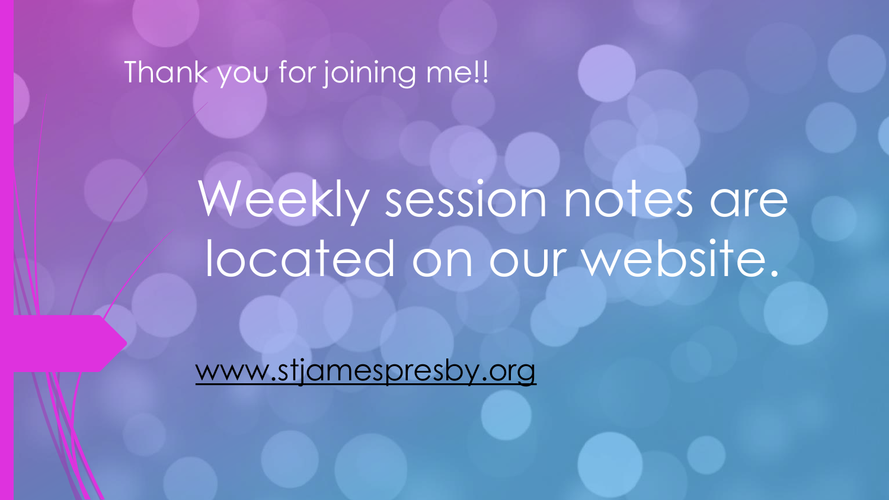Thank you for joining me!!

# Weekly session notes are located on our website.

www.stjamespresby.org